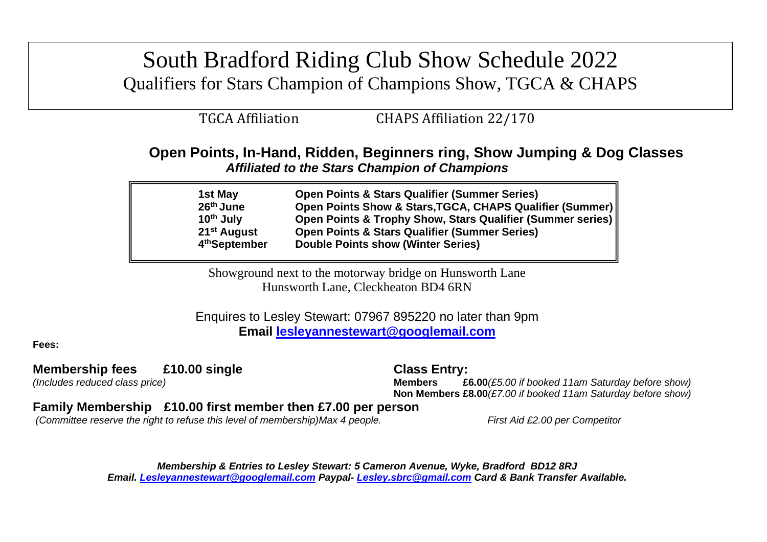# South Bradford Riding Club Show Schedule 2022

## Qualifiers for Stars Champion of Champions Show, TGCA & CHAPS

TGCA Affiliation CHAPS Affiliation 22/170

**Open Points, In-Hand, Ridden, Beginners ring, Show Jumping & Dog Classes**
***Affiliated to the Stars Champion of Champions***

| | |
|---|---|
| **1st May** | **Open Points & Stars Qualifier (Summer Series)** |
| **26th June** | **Open Points Show & Stars,TGCA, CHAPS Qualifier (Summer)** |
| **10th July** | **Open Points & Trophy Show, Stars Qualifier (Summer series)** |
| **21st August** | **Open Points & Stars Qualifier (Summer Series)** |
| **4thSeptember** | **Double Points show (Winter Series)** |

Showground next to the motorway bridge on Hunsworth Lane
Hunsworth Lane, Cleckheaton BD4 6RN

Enquires to Lesley Stewart: 07967 895220 no later than 9pm
**Email lesleyannestewart@googlemail.com**

**Fees:**

**Membership fees £10.00 single**
*(Includes reduced class price)*

**Class Entry:**
**Members £6.00***(£5.00 if booked 11am Saturday before show)*
**Non Members £8.00***(£7.00 if booked 11am Saturday before show)*

**Family Membership £10.00 first member then £7.00 per person**
*(Committee reserve the right to refuse this level of membership)Max 4 people.*

*First Aid £2.00 per Competitor*

***Membership & Entries to Lesley Stewart: 5 Cameron Avenue, Wyke, Bradford BD12 8RJ***
***Email. Lesleyannestewart@googlemail.com Paypal- Lesley.sbrc@gmail.com Card & Bank Transfer Available.***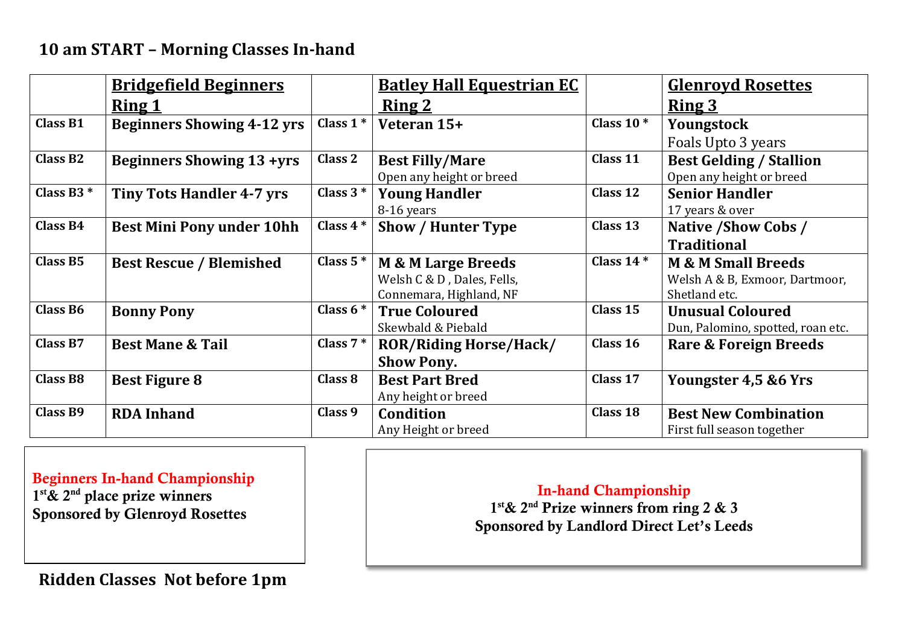## 10 am START – Morning Classes In-hand

| | **Bridgefield Beginners Ring 1** | | **Batley Hall Equestrian EC Ring 2** | | **Glenroyd Rosettes Ring 3** |
|---|---|---|---|---|---|
| Class B1 | **Beginners Showing 4-12 yrs** | Class 1 * | **Veteran 15+** | Class 10 * | **Youngstock** Foals Upto 3 years |
| Class B2 | **Beginners Showing 13 +yrs** | Class 2 | **Best Filly/Mare** Open any height or breed | Class 11 | **Best Gelding / Stallion** Open any height or breed |
| Class B3 * | **Tiny Tots Handler 4-7 yrs** | Class 3 * | **Young Handler** 8-16 years | Class 12 | **Senior Handler** 17 years & over |
| Class B4 | **Best Mini Pony under 10hh** | Class 4 * | **Show / Hunter Type** | Class 13 | **Native /Show Cobs / Traditional** |
| Class B5 | **Best Rescue / Blemished** | Class 5 * | **M & M Large Breeds** Welsh C & D , Dales, Fells, Connemara, Highland, NF | Class 14 * | **M & M Small Breeds** Welsh A & B, Exmoor, Dartmoor, Shetland etc. |
| Class B6 | **Bonny Pony** | Class 6 * | **True Coloured** Skewbald & Piebald | Class 15 | **Unusual Coloured** Dun, Palomino, spotted, roan etc. |
| Class B7 | **Best Mane & Tail** | Class 7 * | **ROR/Riding Horse/Hack/ Show Pony.** | Class 16 | **Rare & Foreign Breeds** |
| Class B8 | **Best Figure 8** | Class 8 | **Best Part Bred** Any height or breed | Class 17 | **Youngster 4,5 &6 Yrs** |
| Class B9 | **RDA Inhand** | Class 9 | **Condition** Any Height or breed | Class 18 | **Best New Combination** First full season together |

**Beginners In-hand Championship**
**1st & 2nd place prize winners**
**Sponsored by Glenroyd Rosettes**

**In-hand Championship**
**1st & 2nd Prize winners from ring 2 & 3**
**Sponsored by Landlord Direct Let's Leeds**

## Ridden Classes Not before 1pm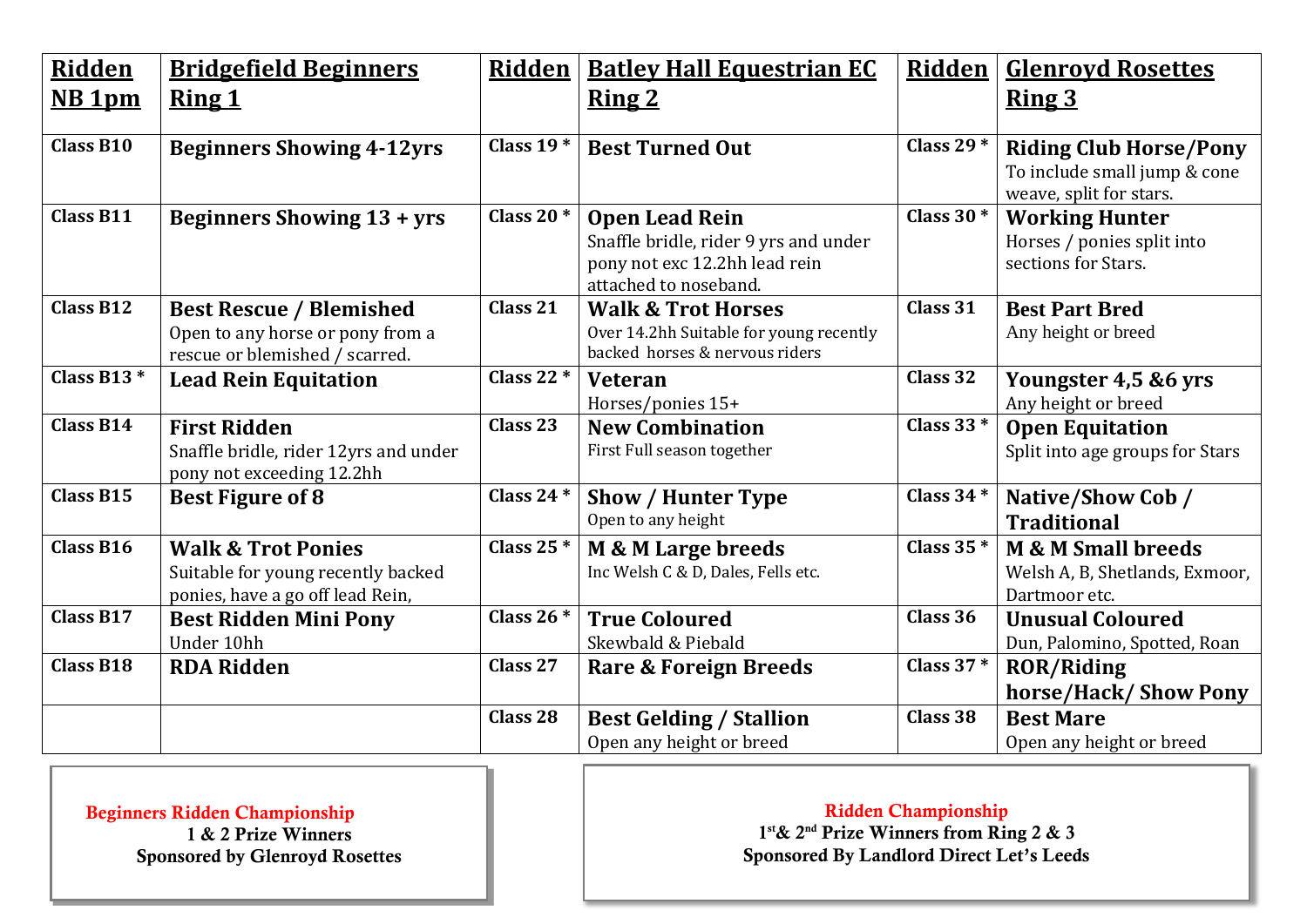| **Ridden NB 1pm** | **Bridgefield Beginners Ring 1** | **Ridden** | **Batley Hall Equestrian EC Ring 2** | **Ridden** | **Glenroyd Rosettes Ring 3** |
|---|---|---|---|---|---|
| **Class B10** | **Beginners Showing 4-12yrs** | **Class 19 \*** | **Best Turned Out** | **Class 29 \*** | **Riding Club Horse/Pony** To include small jump & cone weave, split for stars. |
| **Class B11** | **Beginners Showing 13 + yrs** | **Class 20 \*** | **Open Lead Rein** Snaffle bridle, rider 9 yrs and under pony not exc 12.2hh lead rein attached to noseband. | **Class 30 \*** | **Working Hunter** Horses / ponies split into sections for Stars. |
| **Class B12** | **Best Rescue / Blemished** Open to any horse or pony from a rescue or blemished / scarred. | **Class 21** | **Walk & Trot Horses** Over 14.2hh Suitable for young recently backed horses & nervous riders | **Class 31** | **Best Part Bred** Any height or breed |
| **Class B13 \*** | **Lead Rein Equitation** | **Class 22 \*** | **Veteran** Horses/ponies 15+ | **Class 32** | **Youngster 4,5 &6 yrs** Any height or breed |
| **Class B14** | **First Ridden** Snaffle bridle, rider 12yrs and under pony not exceeding 12.2hh | **Class 23** | **New Combination** First Full season together | **Class 33 \*** | **Open Equitation** Split into age groups for Stars |
| **Class B15** | **Best Figure of 8** | **Class 24 \*** | **Show / Hunter Type** Open to any height | **Class 34 \*** | **Native/Show Cob / Traditional** |
| **Class B16** | **Walk & Trot Ponies** Suitable for young recently backed ponies, have a go off lead Rein, | **Class 25 \*** | **M & M Large breeds** Inc Welsh C & D, Dales, Fells etc. | **Class 35 \*** | **M & M Small breeds** Welsh A, B, Shetlands, Exmoor, Dartmoor etc. |
| **Class B17** | **Best Ridden Mini Pony** Under 10hh | **Class 26 \*** | **True Coloured** Skewbald & Piebald | **Class 36** | **Unusual Coloured** Dun, Palomino, Spotted, Roan |
| **Class B18** | **RDA Ridden** | **Class 27** | **Rare & Foreign Breeds** | **Class 37 \*** | **ROR/Riding horse/Hack/ Show Pony** |
| | | **Class 28** | **Best Gelding / Stallion** Open any height or breed | **Class 38** | **Best Mare** Open any height or breed |

**Beginners Ridden Championship**
**1 & 2 Prize Winners**
**Sponsored by Glenroyd Rosettes**

**Ridden Championship**
**1st & 2nd Prize Winners from Ring 2 & 3**
**Sponsored By Landlord Direct Let's Leeds**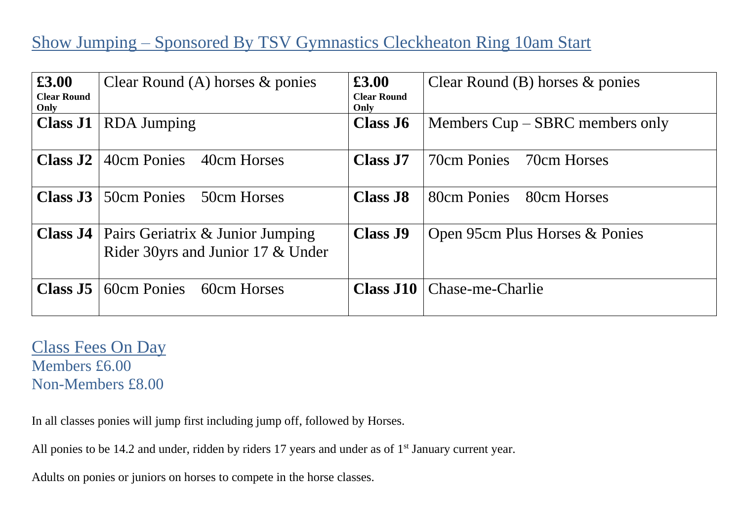## Show Jumping – Sponsored By TSV Gymnastics Cleckheaton Ring 10am Start

| | | | |
|---|---|---|---|
| **£3.00** **Clear Round Only** | Clear Round (A) horses & ponies | **£3.00** **Clear Round Only** | Clear Round (B) horses & ponies |
| **Class J1** | RDA Jumping | **Class J6** | Members Cup – SBRC members only |
| **Class J2** | 40cm Ponies 40cm Horses | **Class J7** | 70cm Ponies 70cm Horses |
| **Class J3** | 50cm Ponies 50cm Horses | **Class J8** | 80cm Ponies 80cm Horses |
| **Class J4** | Pairs Geriatrix & Junior Jumping Rider 30yrs and Junior 17 & Under | **Class J9** | Open 95cm Plus Horses & Ponies |
| **Class J5** | 60cm Ponies 60cm Horses | **Class J10** | Chase-me-Charlie |

## Class Fees On Day

Members £6.00
Non-Members £8.00

In all classes ponies will jump first including jump off, followed by Horses.

All ponies to be 14.2 and under, ridden by riders 17 years and under as of 1st January current year.

Adults on ponies or juniors on horses to compete in the horse classes.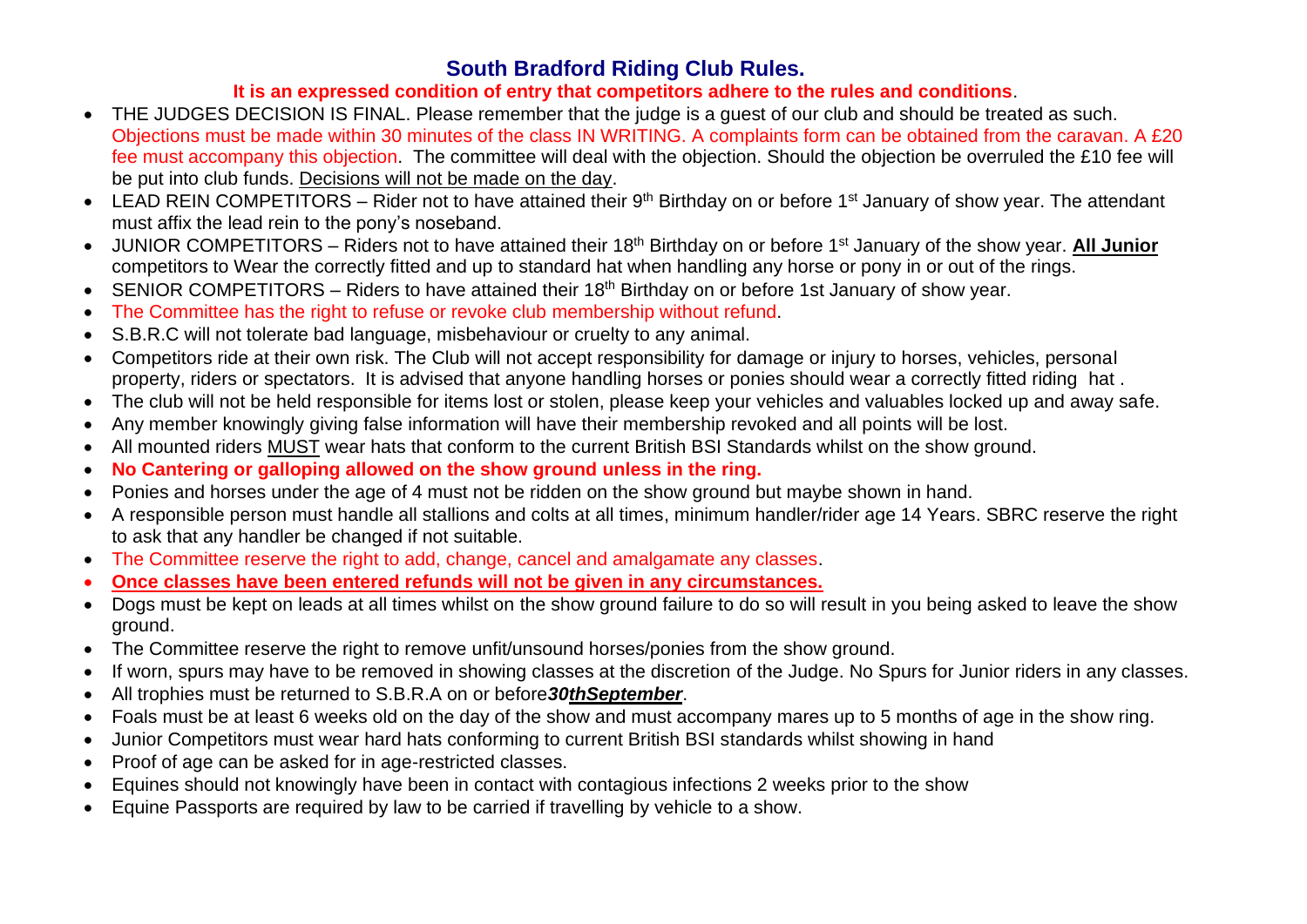# South Bradford Riding Club Rules.

**It is an expressed condition of entry that competitors adhere to the rules and conditions**.

- THE JUDGES DECISION IS FINAL. Please remember that the judge is a guest of our club and should be treated as such. Objections must be made within 30 minutes of the class IN WRITING. A complaints form can be obtained from the caravan. A £20 fee must accompany this objection. The committee will deal with the objection. Should the objection be overruled the £10 fee will be put into club funds. Decisions will not be made on the day.
- LEAD REIN COMPETITORS – Rider not to have attained their 9th Birthday on or before 1st January of show year. The attendant must affix the lead rein to the pony's noseband.
- JUNIOR COMPETITORS – Riders not to have attained their 18th Birthday on or before 1st January of the show year. **All Junior** competitors to Wear the correctly fitted and up to standard hat when handling any horse or pony in or out of the rings.
- SENIOR COMPETITORS – Riders to have attained their 18th Birthday on or before 1st January of show year.
- The Committee has the right to refuse or revoke club membership without refund.
- S.B.R.C will not tolerate bad language, misbehaviour or cruelty to any animal.
- Competitors ride at their own risk. The Club will not accept responsibility for damage or injury to horses, vehicles, personal property, riders or spectators. It is advised that anyone handling horses or ponies should wear a correctly fitted riding hat .
- The club will not be held responsible for items lost or stolen, please keep your vehicles and valuables locked up and away safe.
- Any member knowingly giving false information will have their membership revoked and all points will be lost.
- All mounted riders MUST wear hats that conform to the current British BSI Standards whilst on the show ground.
- **No Cantering or galloping allowed on the show ground unless in the ring.**
- Ponies and horses under the age of 4 must not be ridden on the show ground but maybe shown in hand.
- A responsible person must handle all stallions and colts at all times, minimum handler/rider age 14 Years. SBRC reserve the right to ask that any handler be changed if not suitable.
- The Committee reserve the right to add, change, cancel and amalgamate any classes.
- **Once classes have been entered refunds will not be given in any circumstances.**
- Dogs must be kept on leads at all times whilst on the show ground failure to do so will result in you being asked to leave the show ground.
- The Committee reserve the right to remove unfit/unsound horses/ponies from the show ground.
- If worn, spurs may have to be removed in showing classes at the discretion of the Judge. No Spurs for Junior riders in any classes.
- All trophies must be returned to S.B.R.A on or before ***30thSeptember***.
- Foals must be at least 6 weeks old on the day of the show and must accompany mares up to 5 months of age in the show ring.
- Junior Competitors must wear hard hats conforming to current British BSI standards whilst showing in hand
- Proof of age can be asked for in age-restricted classes.
- Equines should not knowingly have been in contact with contagious infections 2 weeks prior to the show
- Equine Passports are required by law to be carried if travelling by vehicle to a show.